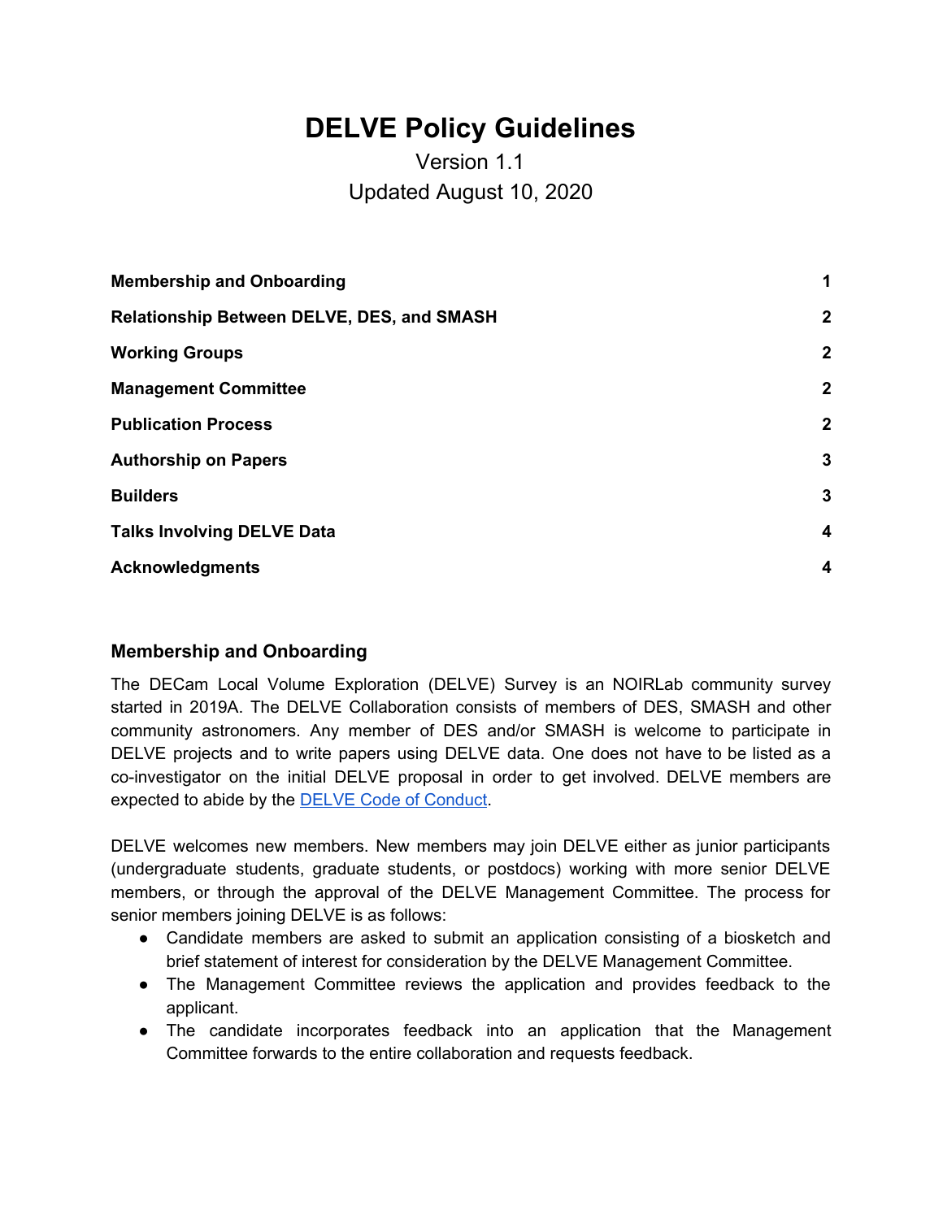# DELVE Policy Guidelines

Version 1.1

Updated August 10, 2020

| | |
|---|---|
| **Membership and Onboarding** | **1** |
| **Relationship Between DELVE, DES, and SMASH** | **2** |
| **Working Groups** | **2** |
| **Management Committee** | **2** |
| **Publication Process** | **2** |
| **Authorship on Papers** | **3** |
| **Builders** | **3** |
| **Talks Involving DELVE Data** | **4** |
| **Acknowledgments** | **4** |

## Membership and Onboarding

The DECam Local Volume Exploration (DELVE) Survey is an NOIRLab community survey started in 2019A. The DELVE Collaboration consists of members of DES, SMASH and other community astronomers. Any member of DES and/or SMASH is welcome to participate in DELVE projects and to write papers using DELVE data. One does not have to be listed as a co-investigator on the initial DELVE proposal in order to get involved. DELVE members are expected to abide by the [DELVE Code of Conduct](#).

DELVE welcomes new members. New members may join DELVE either as junior participants (undergraduate students, graduate students, or postdocs) working with more senior DELVE members, or through the approval of the DELVE Management Committee. The process for senior members joining DELVE is as follows:

- Candidate members are asked to submit an application consisting of a biosketch and brief statement of interest for consideration by the DELVE Management Committee.
- The Management Committee reviews the application and provides feedback to the applicant.
- The candidate incorporates feedback into an application that the Management Committee forwards to the entire collaboration and requests feedback.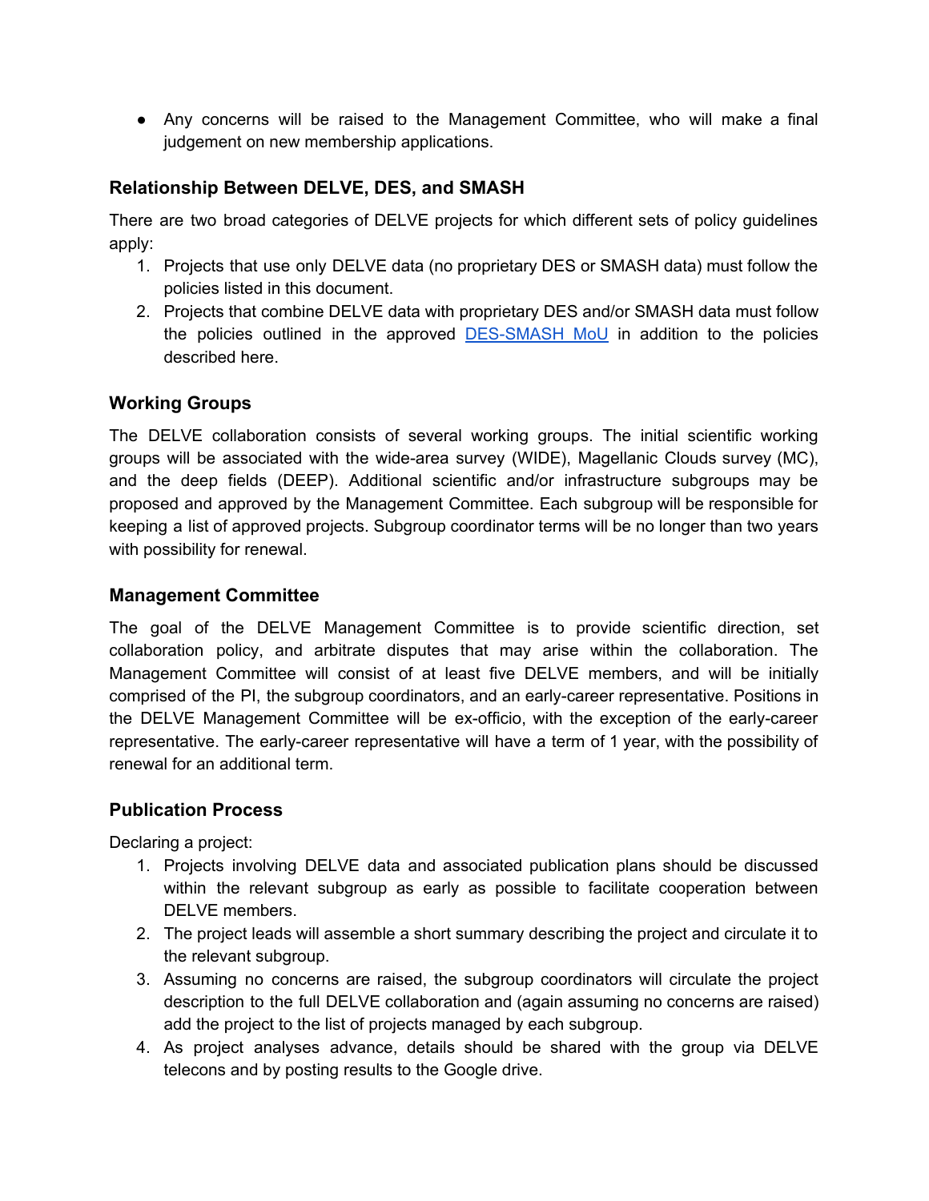- Any concerns will be raised to the Management Committee, who will make a final judgement on new membership applications.

### Relationship Between DELVE, DES, and SMASH

There are two broad categories of DELVE projects for which different sets of policy guidelines apply:

1. Projects that use only DELVE data (no proprietary DES or SMASH data) must follow the policies listed in this document.
2. Projects that combine DELVE data with proprietary DES and/or SMASH data must follow the policies outlined in the approved [DES-SMASH MoU]() in addition to the policies described here.

### Working Groups

The DELVE collaboration consists of several working groups. The initial scientific working groups will be associated with the wide-area survey (WIDE), Magellanic Clouds survey (MC), and the deep fields (DEEP). Additional scientific and/or infrastructure subgroups may be proposed and approved by the Management Committee. Each subgroup will be responsible for keeping a list of approved projects. Subgroup coordinator terms will be no longer than two years with possibility for renewal.

### Management Committee

The goal of the DELVE Management Committee is to provide scientific direction, set collaboration policy, and arbitrate disputes that may arise within the collaboration. The Management Committee will consist of at least five DELVE members, and will be initially comprised of the PI, the subgroup coordinators, and an early-career representative. Positions in the DELVE Management Committee will be ex-officio, with the exception of the early-career representative. The early-career representative will have a term of 1 year, with the possibility of renewal for an additional term.

### Publication Process

Declaring a project:

1. Projects involving DELVE data and associated publication plans should be discussed within the relevant subgroup as early as possible to facilitate cooperation between DELVE members.
2. The project leads will assemble a short summary describing the project and circulate it to the relevant subgroup.
3. Assuming no concerns are raised, the subgroup coordinators will circulate the project description to the full DELVE collaboration and (again assuming no concerns are raised) add the project to the list of projects managed by each subgroup.
4. As project analyses advance, details should be shared with the group via DELVE telecons and by posting results to the Google drive.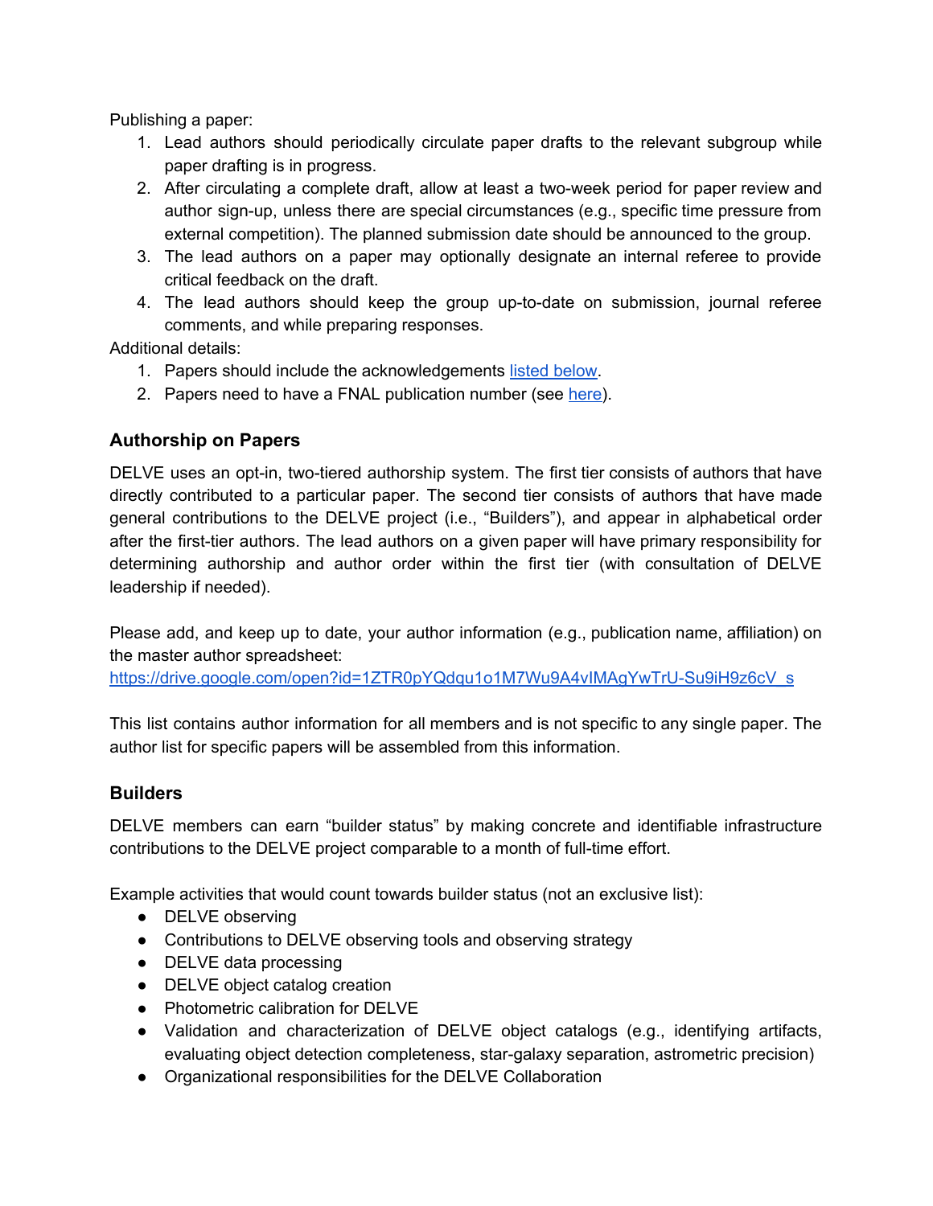Publishing a paper:

1. Lead authors should periodically circulate paper drafts to the relevant subgroup while paper drafting is in progress.
2. After circulating a complete draft, allow at least a two-week period for paper review and author sign-up, unless there are special circumstances (e.g., specific time pressure from external competition). The planned submission date should be announced to the group.
3. The lead authors on a paper may optionally designate an internal referee to provide critical feedback on the draft.
4. The lead authors should keep the group up-to-date on submission, journal referee comments, and while preparing responses.

Additional details:

1. Papers should include the acknowledgements listed below.
2. Papers need to have a FNAL publication number (see here).

### Authorship on Papers

DELVE uses an opt-in, two-tiered authorship system. The first tier consists of authors that have directly contributed to a particular paper. The second tier consists of authors that have made general contributions to the DELVE project (i.e., "Builders"), and appear in alphabetical order after the first-tier authors. The lead authors on a given paper will have primary responsibility for determining authorship and author order within the first tier (with consultation of DELVE leadership if needed).

Please add, and keep up to date, your author information (e.g., publication name, affiliation) on the master author spreadsheet:
https://drive.google.com/open?id=1ZTR0pYQdqu1o1M7Wu9A4vIMAgYwTrU-Su9iH9z6cV_s

This list contains author information for all members and is not specific to any single paper. The author list for specific papers will be assembled from this information.

### Builders

DELVE members can earn "builder status" by making concrete and identifiable infrastructure contributions to the DELVE project comparable to a month of full-time effort.

Example activities that would count towards builder status (not an exclusive list):

- DELVE observing
- Contributions to DELVE observing tools and observing strategy
- DELVE data processing
- DELVE object catalog creation
- Photometric calibration for DELVE
- Validation and characterization of DELVE object catalogs (e.g., identifying artifacts, evaluating object detection completeness, star-galaxy separation, astrometric precision)
- Organizational responsibilities for the DELVE Collaboration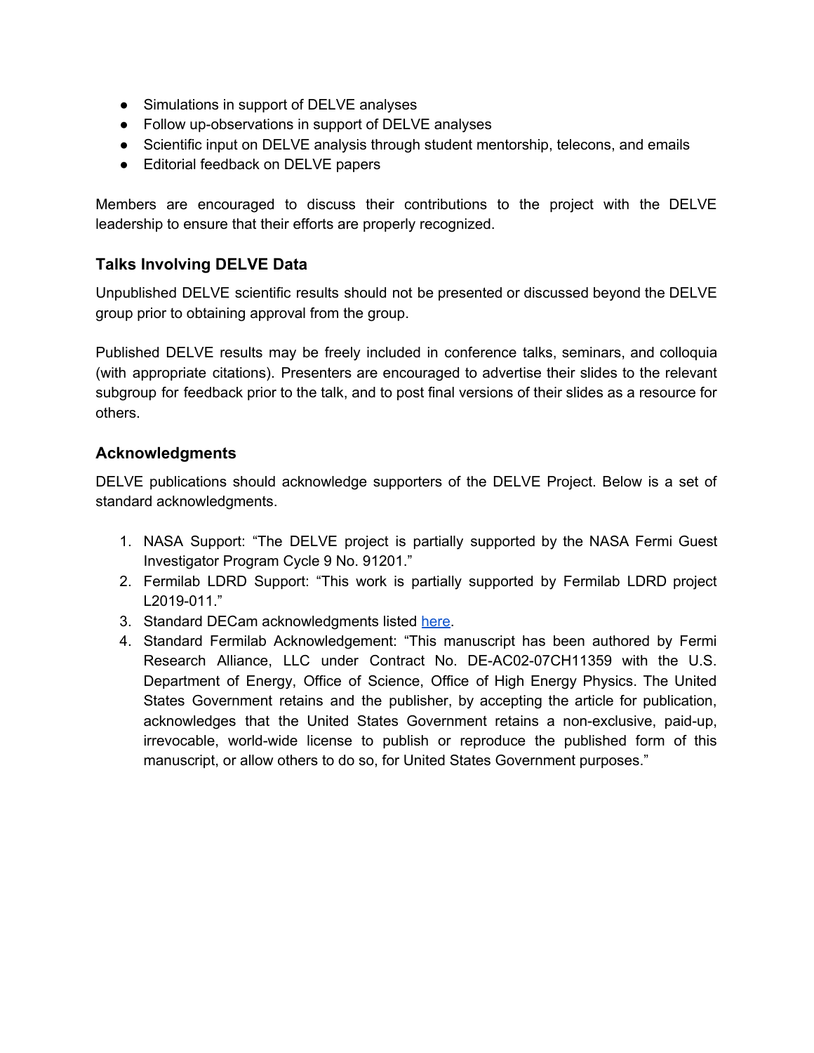- Simulations in support of DELVE analyses
- Follow up-observations in support of DELVE analyses
- Scientific input on DELVE analysis through student mentorship, telecons, and emails
- Editorial feedback on DELVE papers

Members are encouraged to discuss their contributions to the project with the DELVE leadership to ensure that their efforts are properly recognized.

### Talks Involving DELVE Data

Unpublished DELVE scientific results should not be presented or discussed beyond the DELVE group prior to obtaining approval from the group.

Published DELVE results may be freely included in conference talks, seminars, and colloquia (with appropriate citations). Presenters are encouraged to advertise their slides to the relevant subgroup for feedback prior to the talk, and to post final versions of their slides as a resource for others.

### Acknowledgments

DELVE publications should acknowledge supporters of the DELVE Project. Below is a set of standard acknowledgments.

1. NASA Support: "The DELVE project is partially supported by the NASA Fermi Guest Investigator Program Cycle 9 No. 91201."
2. Fermilab LDRD Support: "This work is partially supported by Fermilab LDRD project L2019-011."
3. Standard DECam acknowledgments listed here.
4. Standard Fermilab Acknowledgement: "This manuscript has been authored by Fermi Research Alliance, LLC under Contract No. DE-AC02-07CH11359 with the U.S. Department of Energy, Office of Science, Office of High Energy Physics. The United States Government retains and the publisher, by accepting the article for publication, acknowledges that the United States Government retains a non-exclusive, paid-up, irrevocable, world-wide license to publish or reproduce the published form of this manuscript, or allow others to do so, for United States Government purposes."